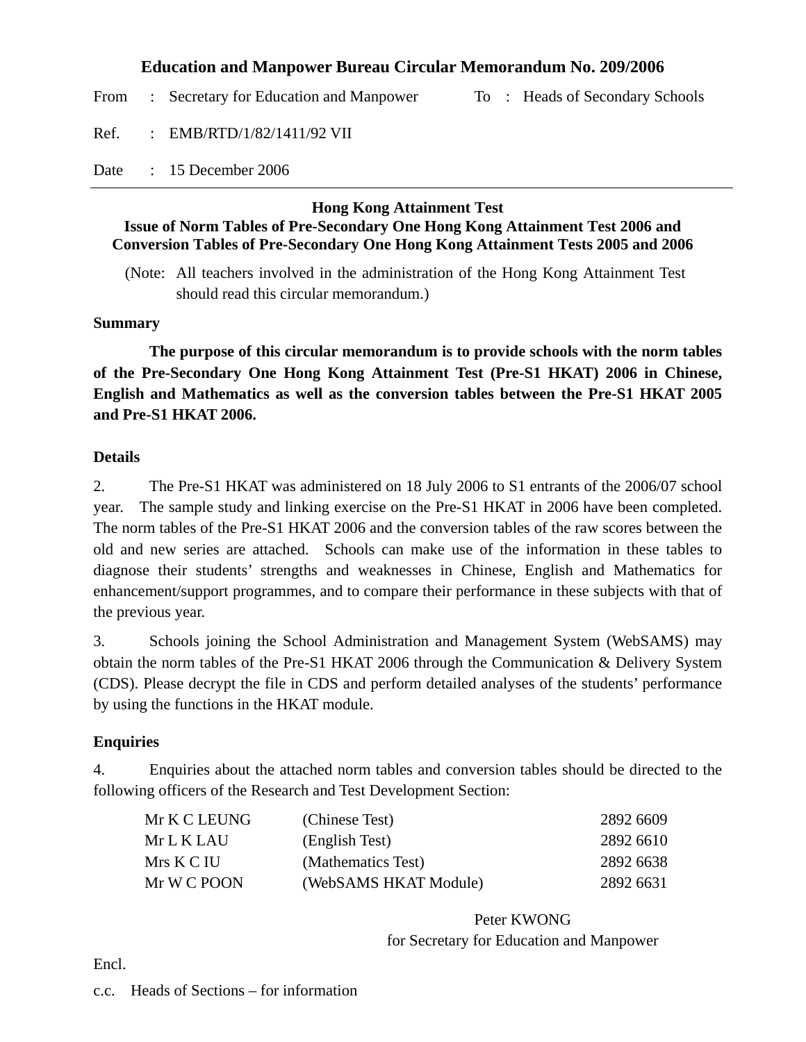# Education and Manpower Bureau Circular Memorandum No. 209/2006

From : Secretary for Education and Manpower　　To : Heads of Secondary Schools

Ref. : EMB/RTD/1/82/1411/92 VII

Date : 15 December 2006

---

**Hong Kong Attainment Test**
**Issue of Norm Tables of Pre-Secondary One Hong Kong Attainment Test 2006 and Conversion Tables of Pre-Secondary One Hong Kong Attainment Tests 2005 and 2006**

(Note: All teachers involved in the administration of the Hong Kong Attainment Test should read this circular memorandum.)

## Summary

**The purpose of this circular memorandum is to provide schools with the norm tables of the Pre-Secondary One Hong Kong Attainment Test (Pre-S1 HKAT) 2006 in Chinese, English and Mathematics as well as the conversion tables between the Pre-S1 HKAT 2005 and Pre-S1 HKAT 2006.**

## Details

2. The Pre-S1 HKAT was administered on 18 July 2006 to S1 entrants of the 2006/07 school year. The sample study and linking exercise on the Pre-S1 HKAT in 2006 have been completed. The norm tables of the Pre-S1 HKAT 2006 and the conversion tables of the raw scores between the old and new series are attached. Schools can make use of the information in these tables to diagnose their students' strengths and weaknesses in Chinese, English and Mathematics for enhancement/support programmes, and to compare their performance in these subjects with that of the previous year.

3. Schools joining the School Administration and Management System (WebSAMS) may obtain the norm tables of the Pre-S1 HKAT 2006 through the Communication & Delivery System (CDS). Please decrypt the file in CDS and perform detailed analyses of the students' performance by using the functions in the HKAT module.

## Enquiries

4. Enquiries about the attached norm tables and conversion tables should be directed to the following officers of the Research and Test Development Section:

| | | |
|---|---|---|
| Mr K C LEUNG | (Chinese Test) | 2892 6609 |
| Mr L K LAU | (English Test) | 2892 6610 |
| Mrs K C IU | (Mathematics Test) | 2892 6638 |
| Mr W C POON | (WebSAMS HKAT Module) | 2892 6631 |

Peter KWONG
for Secretary for Education and Manpower

Encl.

c.c. Heads of Sections – for information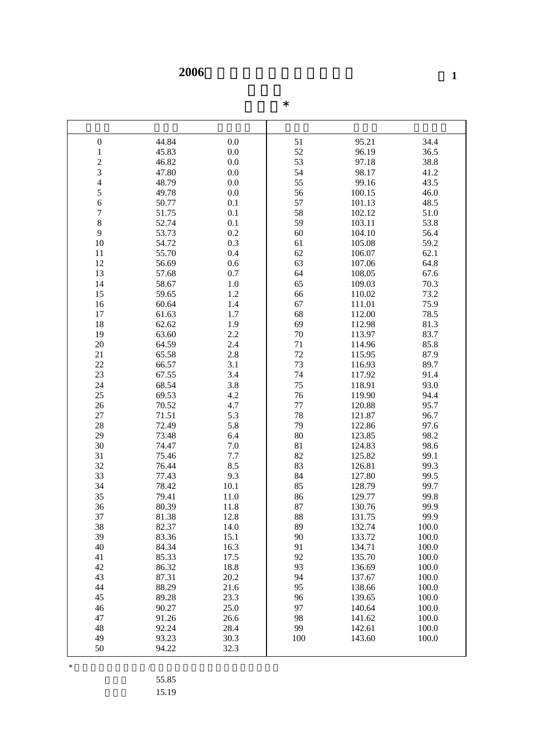# 2006

1

*

| | | | | | |
|---|---|---|---|---|---|
| 0 | 44.84 | 0.0 | 51 | 95.21 | 34.4 |
| 1 | 45.83 | 0.0 | 52 | 96.19 | 36.5 |
| 2 | 46.82 | 0.0 | 53 | 97.18 | 38.8 |
| 3 | 47.80 | 0.0 | 54 | 98.17 | 41.2 |
| 4 | 48.79 | 0.0 | 55 | 99.16 | 43.5 |
| 5 | 49.78 | 0.0 | 56 | 100.15 | 46.0 |
| 6 | 50.77 | 0.1 | 57 | 101.13 | 48.5 |
| 7 | 51.75 | 0.1 | 58 | 102.12 | 51.0 |
| 8 | 52.74 | 0.1 | 59 | 103.11 | 53.8 |
| 9 | 53.73 | 0.2 | 60 | 104.10 | 56.4 |
| 10 | 54.72 | 0.3 | 61 | 105.08 | 59.2 |
| 11 | 55.70 | 0.4 | 62 | 106.07 | 62.1 |
| 12 | 56.69 | 0.6 | 63 | 107.06 | 64.8 |
| 13 | 57.68 | 0.7 | 64 | 108.05 | 67.6 |
| 14 | 58.67 | 1.0 | 65 | 109.03 | 70.3 |
| 15 | 59.65 | 1.2 | 66 | 110.02 | 73.2 |
| 16 | 60.64 | 1.4 | 67 | 111.01 | 75.9 |
| 17 | 61.63 | 1.7 | 68 | 112.00 | 78.5 |
| 18 | 62.62 | 1.9 | 69 | 112.98 | 81.3 |
| 19 | 63.60 | 2.2 | 70 | 113.97 | 83.7 |
| 20 | 64.59 | 2.4 | 71 | 114.96 | 85.8 |
| 21 | 65.58 | 2.8 | 72 | 115.95 | 87.9 |
| 22 | 66.57 | 3.1 | 73 | 116.93 | 89.7 |
| 23 | 67.55 | 3.4 | 74 | 117.92 | 91.4 |
| 24 | 68.54 | 3.8 | 75 | 118.91 | 93.0 |
| 25 | 69.53 | 4.2 | 76 | 119.90 | 94.4 |
| 26 | 70.52 | 4.7 | 77 | 120.88 | 95.7 |
| 27 | 71.51 | 5.3 | 78 | 121.87 | 96.7 |
| 28 | 72.49 | 5.8 | 79 | 122.86 | 97.6 |
| 29 | 73.48 | 6.4 | 80 | 123.85 | 98.2 |
| 30 | 74.47 | 7.0 | 81 | 124.83 | 98.6 |
| 31 | 75.46 | 7.7 | 82 | 125.82 | 99.1 |
| 32 | 76.44 | 8.5 | 83 | 126.81 | 99.3 |
| 33 | 77.43 | 9.3 | 84 | 127.80 | 99.5 |
| 34 | 78.42 | 10.1 | 85 | 128.79 | 99.7 |
| 35 | 79.41 | 11.0 | 86 | 129.77 | 99.8 |
| 36 | 80.39 | 11.8 | 87 | 130.76 | 99.9 |
| 37 | 81.38 | 12.8 | 88 | 131.75 | 99.9 |
| 38 | 82.37 | 14.0 | 89 | 132.74 | 100.0 |
| 39 | 83.36 | 15.1 | 90 | 133.72 | 100.0 |
| 40 | 84.34 | 16.3 | 91 | 134.71 | 100.0 |
| 41 | 85.33 | 17.5 | 92 | 135.70 | 100.0 |
| 42 | 86.32 | 18.8 | 93 | 136.69 | 100.0 |
| 43 | 87.31 | 20.2 | 94 | 137.67 | 100.0 |
| 44 | 88.29 | 21.6 | 95 | 138.66 | 100.0 |
| 45 | 89.28 | 23.3 | 96 | 139.65 | 100.0 |
| 46 | 90.27 | 25.0 | 97 | 140.64 | 100.0 |
| 47 | 91.26 | 26.6 | 98 | 141.62 | 100.0 |
| 48 | 92.24 | 28.4 | 99 | 142.61 | 100.0 |
| 49 | 93.23 | 30.3 | 100 | 143.60 | 100.0 |
| 50 | 94.22 | 32.3 | | | |

* /

55.85

15.19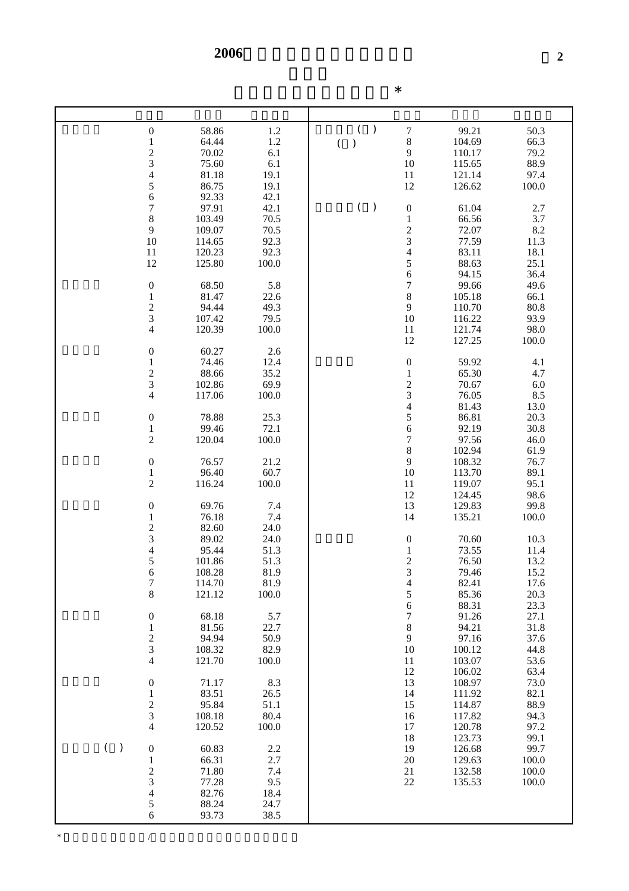# 2006

## *

| | | | |
|---|---|---|---|
| | 0 | 58.86 | 1.2 |
| | 1 | 64.44 | 1.2 |
| | 2 | 70.02 | 6.1 |
| | 3 | 75.60 | 6.1 |
| | 4 | 81.18 | 19.1 |
| | 5 | 86.75 | 19.1 |
| | 6 | 92.33 | 42.1 |
| | 7 | 97.91 | 42.1 |
| | 8 | 103.49 | 70.5 |
| | 9 | 109.07 | 70.5 |
| | 10 | 114.65 | 92.3 |
| | 11 | 120.23 | 92.3 |
| | 12 | 125.80 | 100.0 |
| | 0 | 68.50 | 5.8 |
| | 1 | 81.47 | 22.6 |
| | 2 | 94.44 | 49.3 |
| | 3 | 107.42 | 79.5 |
| | 4 | 120.39 | 100.0 |
| | 0 | 60.27 | 2.6 |
| | 1 | 74.46 | 12.4 |
| | 2 | 88.66 | 35.2 |
| | 3 | 102.86 | 69.9 |
| | 4 | 117.06 | 100.0 |
| | 0 | 78.88 | 25.3 |
| | 1 | 99.46 | 72.1 |
| | 2 | 120.04 | 100.0 |
| | 0 | 76.57 | 21.2 |
| | 1 | 96.40 | 60.7 |
| | 2 | 116.24 | 100.0 |
| | 0 | 69.76 | 7.4 |
| | 1 | 76.18 | 7.4 |
| | 2 | 82.60 | 24.0 |
| | 3 | 89.02 | 24.0 |
| | 4 | 95.44 | 51.3 |
| | 5 | 101.86 | 51.3 |
| | 6 | 108.28 | 81.9 |
| | 7 | 114.70 | 81.9 |
| | 8 | 121.12 | 100.0 |
| | 0 | 68.18 | 5.7 |
| | 1 | 81.56 | 22.7 |
| | 2 | 94.94 | 50.9 |
| | 3 | 108.32 | 82.9 |
| | 4 | 121.70 | 100.0 |
| | 0 | 71.17 | 8.3 |
| | 1 | 83.51 | 26.5 |
| | 2 | 95.84 | 51.1 |
| | 3 | 108.18 | 80.4 |
| | 4 | 120.52 | 100.0 |
| ( ) | 0 | 60.83 | 2.2 |
| | 1 | 66.31 | 2.7 |
| | 2 | 71.80 | 7.4 |
| | 3 | 77.28 | 9.5 |
| | 4 | 82.76 | 18.4 |
| | 5 | 88.24 | 24.7 |
| | 6 | 93.73 | 38.5 |
| ( ) ( ) | 7 | 99.21 | 50.3 |
| | 8 | 104.69 | 66.3 |
| | 9 | 110.17 | 79.2 |
| | 10 | 115.65 | 88.9 |
| | 11 | 121.14 | 97.4 |
| | 12 | 126.62 | 100.0 |
| ( ) | 0 | 61.04 | 2.7 |
| | 1 | 66.56 | 3.7 |
| | 2 | 72.07 | 8.2 |
| | 3 | 77.59 | 11.3 |
| | 4 | 83.11 | 18.1 |
| | 5 | 88.63 | 25.1 |
| | 6 | 94.15 | 36.4 |
| | 7 | 99.66 | 49.6 |
| | 8 | 105.18 | 66.1 |
| | 9 | 110.70 | 80.8 |
| | 10 | 116.22 | 93.9 |
| | 11 | 121.74 | 98.0 |
| | 12 | 127.25 | 100.0 |
| | 0 | 59.92 | 4.1 |
| | 1 | 65.30 | 4.7 |
| | 2 | 70.67 | 6.0 |
| | 3 | 76.05 | 8.5 |
| | 4 | 81.43 | 13.0 |
| | 5 | 86.81 | 20.3 |
| | 6 | 92.19 | 30.8 |
| | 7 | 97.56 | 46.0 |
| | 8 | 102.94 | 61.9 |
| | 9 | 108.32 | 76.7 |
| | 10 | 113.70 | 89.1 |
| | 11 | 119.07 | 95.1 |
| | 12 | 124.45 | 98.6 |
| | 13 | 129.83 | 99.8 |
| | 14 | 135.21 | 100.0 |
| | 0 | 70.60 | 10.3 |
| | 1 | 73.55 | 11.4 |
| | 2 | 76.50 | 13.2 |
| | 3 | 79.46 | 15.2 |
| | 4 | 82.41 | 17.6 |
| | 5 | 85.36 | 20.3 |
| | 6 | 88.31 | 23.3 |
| | 7 | 91.26 | 27.1 |
| | 8 | 94.21 | 31.8 |
| | 9 | 97.16 | 37.6 |
| | 10 | 100.12 | 44.8 |
| | 11 | 103.07 | 53.6 |
| | 12 | 106.02 | 63.4 |
| | 13 | 108.97 | 73.0 |
| | 14 | 111.92 | 82.1 |
| | 15 | 114.87 | 88.9 |
| | 16 | 117.82 | 94.3 |
| | 17 | 120.78 | 97.2 |
| | 18 | 123.73 | 99.1 |
| | 19 | 126.68 | 99.7 |
| | 20 | 129.63 | 100.0 |
| | 21 | 132.58 | 100.0 |
| | 22 | 135.53 | 100.0 |

* /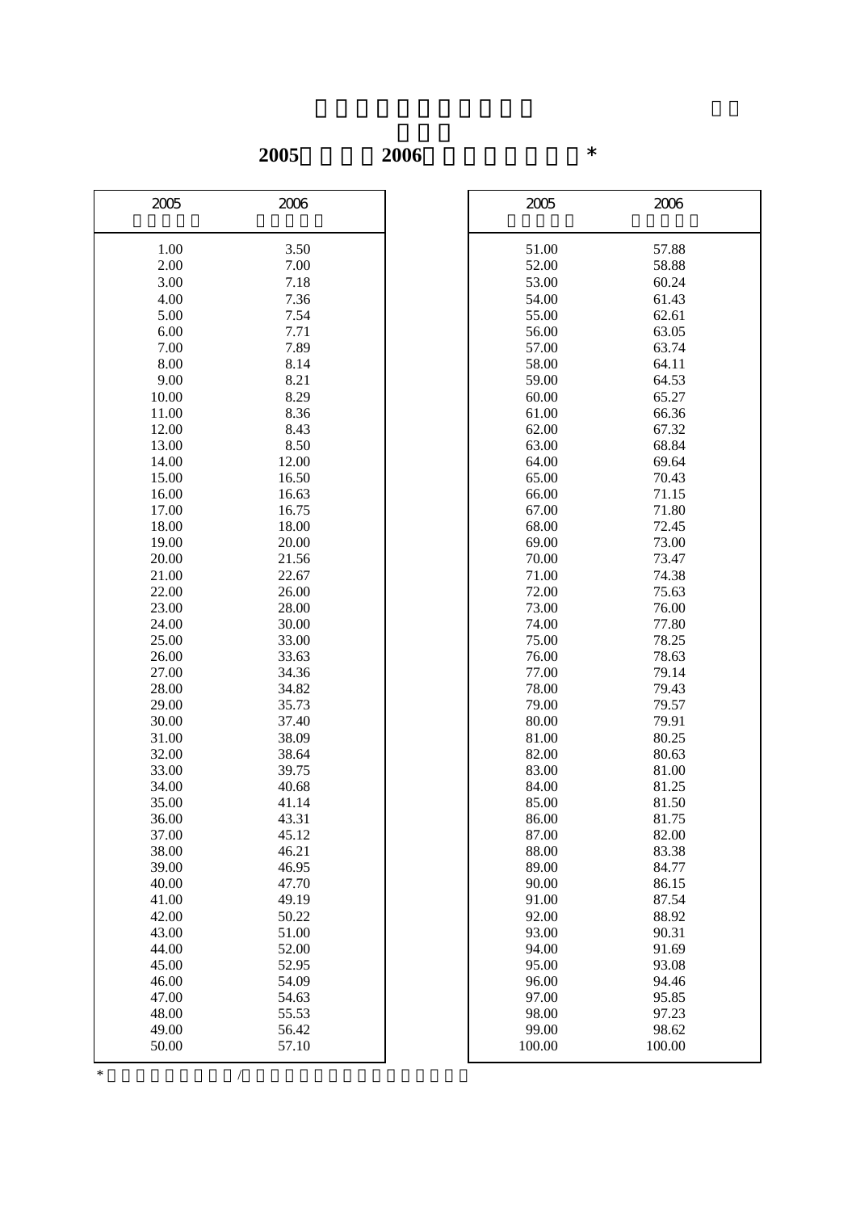**2005 2006 ***

| 2005 | 2006 |
|---|---|
| 1.00 | 3.50 |
| 2.00 | 7.00 |
| 3.00 | 7.18 |
| 4.00 | 7.36 |
| 5.00 | 7.54 |
| 6.00 | 7.71 |
| 7.00 | 7.89 |
| 8.00 | 8.14 |
| 9.00 | 8.21 |
| 10.00 | 8.29 |
| 11.00 | 8.36 |
| 12.00 | 8.43 |
| 13.00 | 8.50 |
| 14.00 | 12.00 |
| 15.00 | 16.50 |
| 16.00 | 16.63 |
| 17.00 | 16.75 |
| 18.00 | 18.00 |
| 19.00 | 20.00 |
| 20.00 | 21.56 |
| 21.00 | 22.67 |
| 22.00 | 26.00 |
| 23.00 | 28.00 |
| 24.00 | 30.00 |
| 25.00 | 33.00 |
| 26.00 | 33.63 |
| 27.00 | 34.36 |
| 28.00 | 34.82 |
| 29.00 | 35.73 |
| 30.00 | 37.40 |
| 31.00 | 38.09 |
| 32.00 | 38.64 |
| 33.00 | 39.75 |
| 34.00 | 40.68 |
| 35.00 | 41.14 |
| 36.00 | 43.31 |
| 37.00 | 45.12 |
| 38.00 | 46.21 |
| 39.00 | 46.95 |
| 40.00 | 47.70 |
| 41.00 | 49.19 |
| 42.00 | 50.22 |
| 43.00 | 51.00 |
| 44.00 | 52.00 |
| 45.00 | 52.95 |
| 46.00 | 54.09 |
| 47.00 | 54.63 |
| 48.00 | 55.53 |
| 49.00 | 56.42 |
| 50.00 | 57.10 |
| 51.00 | 57.88 |
| 52.00 | 58.88 |
| 53.00 | 60.24 |
| 54.00 | 61.43 |
| 55.00 | 62.61 |
| 56.00 | 63.05 |
| 57.00 | 63.74 |
| 58.00 | 64.11 |
| 59.00 | 64.53 |
| 60.00 | 65.27 |
| 61.00 | 66.36 |
| 62.00 | 67.32 |
| 63.00 | 68.84 |
| 64.00 | 69.64 |
| 65.00 | 70.43 |
| 66.00 | 71.15 |
| 67.00 | 71.80 |
| 68.00 | 72.45 |
| 69.00 | 73.00 |
| 70.00 | 73.47 |
| 71.00 | 74.38 |
| 72.00 | 75.63 |
| 73.00 | 76.00 |
| 74.00 | 77.80 |
| 75.00 | 78.25 |
| 76.00 | 78.63 |
| 77.00 | 79.14 |
| 78.00 | 79.43 |
| 79.00 | 79.57 |
| 80.00 | 79.91 |
| 81.00 | 80.25 |
| 82.00 | 80.63 |
| 83.00 | 81.00 |
| 84.00 | 81.25 |
| 85.00 | 81.50 |
| 86.00 | 81.75 |
| 87.00 | 82.00 |
| 88.00 | 83.38 |
| 89.00 | 84.77 |
| 90.00 | 86.15 |
| 91.00 | 87.54 |
| 92.00 | 88.92 |
| 93.00 | 90.31 |
| 94.00 | 91.69 |
| 95.00 | 93.08 |
| 96.00 | 94.46 |
| 97.00 | 95.85 |
| 98.00 | 97.23 |
| 99.00 | 98.62 |
| 100.00 | 100.00 |

* /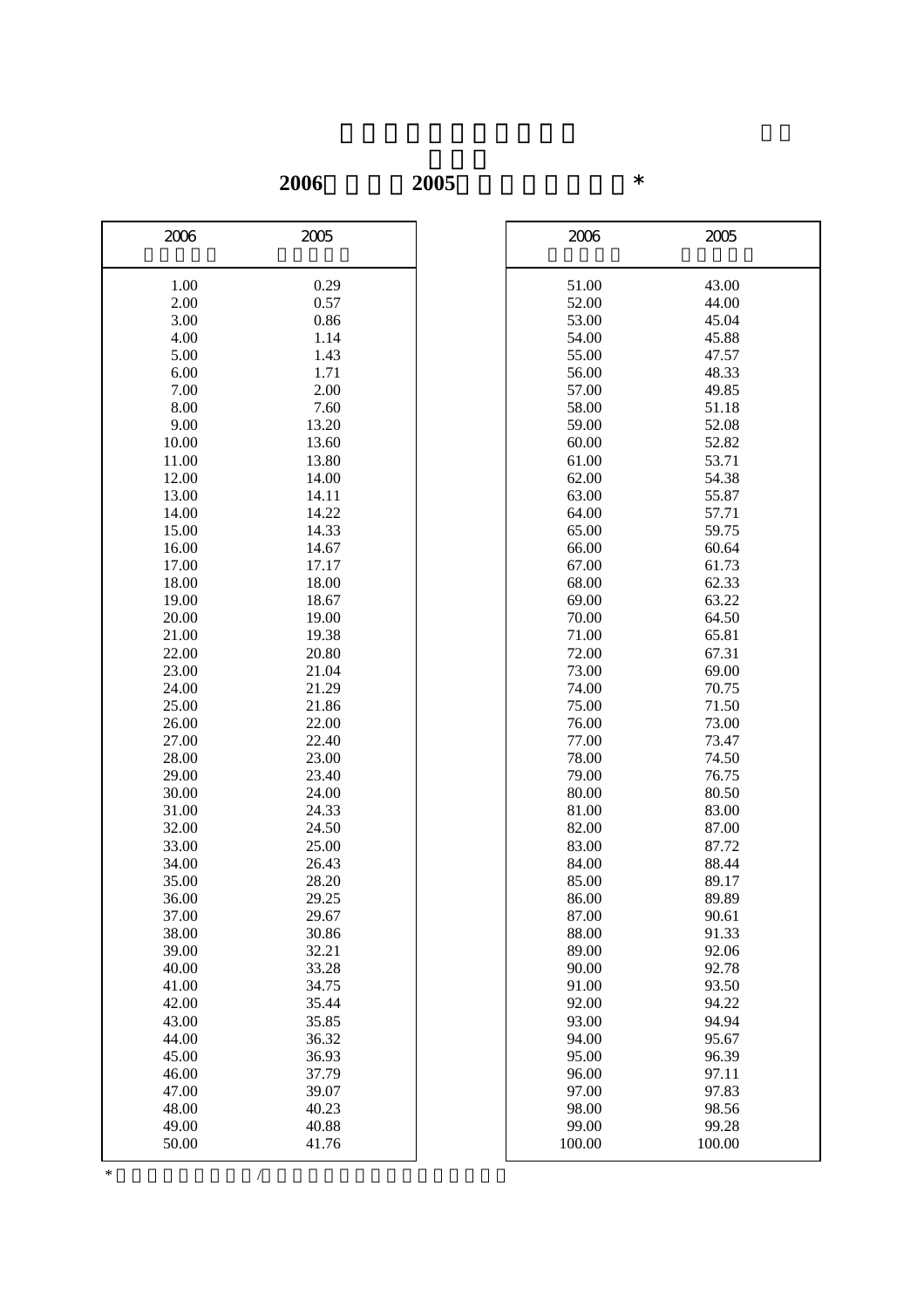**2006 2005 ***

| 2006 | 2005 |
|---|---|
| 1.00 | 0.29 |
| 2.00 | 0.57 |
| 3.00 | 0.86 |
| 4.00 | 1.14 |
| 5.00 | 1.43 |
| 6.00 | 1.71 |
| 7.00 | 2.00 |
| 8.00 | 7.60 |
| 9.00 | 13.20 |
| 10.00 | 13.60 |
| 11.00 | 13.80 |
| 12.00 | 14.00 |
| 13.00 | 14.11 |
| 14.00 | 14.22 |
| 15.00 | 14.33 |
| 16.00 | 14.67 |
| 17.00 | 17.17 |
| 18.00 | 18.00 |
| 19.00 | 18.67 |
| 20.00 | 19.00 |
| 21.00 | 19.38 |
| 22.00 | 20.80 |
| 23.00 | 21.04 |
| 24.00 | 21.29 |
| 25.00 | 21.86 |
| 26.00 | 22.00 |
| 27.00 | 22.40 |
| 28.00 | 23.00 |
| 29.00 | 23.40 |
| 30.00 | 24.00 |
| 31.00 | 24.33 |
| 32.00 | 24.50 |
| 33.00 | 25.00 |
| 34.00 | 26.43 |
| 35.00 | 28.20 |
| 36.00 | 29.25 |
| 37.00 | 29.67 |
| 38.00 | 30.86 |
| 39.00 | 32.21 |
| 40.00 | 33.28 |
| 41.00 | 34.75 |
| 42.00 | 35.44 |
| 43.00 | 35.85 |
| 44.00 | 36.32 |
| 45.00 | 36.93 |
| 46.00 | 37.79 |
| 47.00 | 39.07 |
| 48.00 | 40.23 |
| 49.00 | 40.88 |
| 50.00 | 41.76 |
| 51.00 | 43.00 |
| 52.00 | 44.00 |
| 53.00 | 45.04 |
| 54.00 | 45.88 |
| 55.00 | 47.57 |
| 56.00 | 48.33 |
| 57.00 | 49.85 |
| 58.00 | 51.18 |
| 59.00 | 52.08 |
| 60.00 | 52.82 |
| 61.00 | 53.71 |
| 62.00 | 54.38 |
| 63.00 | 55.87 |
| 64.00 | 57.71 |
| 65.00 | 59.75 |
| 66.00 | 60.64 |
| 67.00 | 61.73 |
| 68.00 | 62.33 |
| 69.00 | 63.22 |
| 70.00 | 64.50 |
| 71.00 | 65.81 |
| 72.00 | 67.31 |
| 73.00 | 69.00 |
| 74.00 | 70.75 |
| 75.00 | 71.50 |
| 76.00 | 73.00 |
| 77.00 | 73.47 |
| 78.00 | 74.50 |
| 79.00 | 76.75 |
| 80.00 | 80.50 |
| 81.00 | 83.00 |
| 82.00 | 87.00 |
| 83.00 | 87.72 |
| 84.00 | 88.44 |
| 85.00 | 89.17 |
| 86.00 | 89.89 |
| 87.00 | 90.61 |
| 88.00 | 91.33 |
| 89.00 | 92.06 |
| 90.00 | 92.78 |
| 91.00 | 93.50 |
| 92.00 | 94.22 |
| 93.00 | 94.94 |
| 94.00 | 95.67 |
| 95.00 | 96.39 |
| 96.00 | 97.11 |
| 97.00 | 97.83 |
| 98.00 | 98.56 |
| 99.00 | 99.28 |
| 100.00 | 100.00 |

* /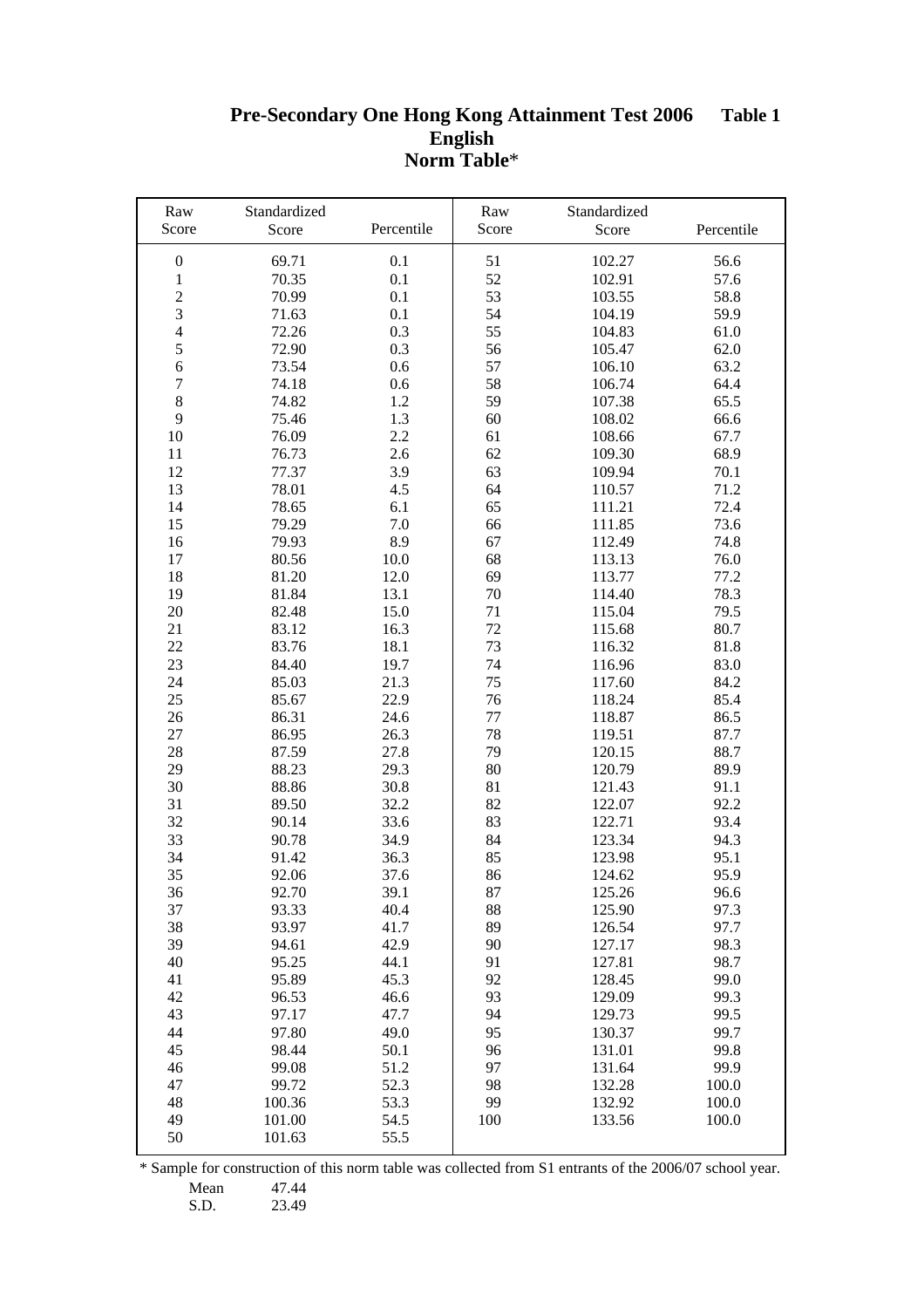# Pre-Secondary One Hong Kong Attainment Test 2006 — Table 1
## English
## Norm Table*

| Raw Score | Standardized Score | Percentile | Raw Score | Standardized Score | Percentile |
|---|---|---|---|---|---|
| 0 | 69.71 | 0.1 | 51 | 102.27 | 56.6 |
| 1 | 70.35 | 0.1 | 52 | 102.91 | 57.6 |
| 2 | 70.99 | 0.1 | 53 | 103.55 | 58.8 |
| 3 | 71.63 | 0.1 | 54 | 104.19 | 59.9 |
| 4 | 72.26 | 0.3 | 55 | 104.83 | 61.0 |
| 5 | 72.90 | 0.3 | 56 | 105.47 | 62.0 |
| 6 | 73.54 | 0.6 | 57 | 106.10 | 63.2 |
| 7 | 74.18 | 0.6 | 58 | 106.74 | 64.4 |
| 8 | 74.82 | 1.2 | 59 | 107.38 | 65.5 |
| 9 | 75.46 | 1.3 | 60 | 108.02 | 66.6 |
| 10 | 76.09 | 2.2 | 61 | 108.66 | 67.7 |
| 11 | 76.73 | 2.6 | 62 | 109.30 | 68.9 |
| 12 | 77.37 | 3.9 | 63 | 109.94 | 70.1 |
| 13 | 78.01 | 4.5 | 64 | 110.57 | 71.2 |
| 14 | 78.65 | 6.1 | 65 | 111.21 | 72.4 |
| 15 | 79.29 | 7.0 | 66 | 111.85 | 73.6 |
| 16 | 79.93 | 8.9 | 67 | 112.49 | 74.8 |
| 17 | 80.56 | 10.0 | 68 | 113.13 | 76.0 |
| 18 | 81.20 | 12.0 | 69 | 113.77 | 77.2 |
| 19 | 81.84 | 13.1 | 70 | 114.40 | 78.3 |
| 20 | 82.48 | 15.0 | 71 | 115.04 | 79.5 |
| 21 | 83.12 | 16.3 | 72 | 115.68 | 80.7 |
| 22 | 83.76 | 18.1 | 73 | 116.32 | 81.8 |
| 23 | 84.40 | 19.7 | 74 | 116.96 | 83.0 |
| 24 | 85.03 | 21.3 | 75 | 117.60 | 84.2 |
| 25 | 85.67 | 22.9 | 76 | 118.24 | 85.4 |
| 26 | 86.31 | 24.6 | 77 | 118.87 | 86.5 |
| 27 | 86.95 | 26.3 | 78 | 119.51 | 87.7 |
| 28 | 87.59 | 27.8 | 79 | 120.15 | 88.7 |
| 29 | 88.23 | 29.3 | 80 | 120.79 | 89.9 |
| 30 | 88.86 | 30.8 | 81 | 121.43 | 91.1 |
| 31 | 89.50 | 32.2 | 82 | 122.07 | 92.2 |
| 32 | 90.14 | 33.6 | 83 | 122.71 | 93.4 |
| 33 | 90.78 | 34.9 | 84 | 123.34 | 94.3 |
| 34 | 91.42 | 36.3 | 85 | 123.98 | 95.1 |
| 35 | 92.06 | 37.6 | 86 | 124.62 | 95.9 |
| 36 | 92.70 | 39.1 | 87 | 125.26 | 96.6 |
| 37 | 93.33 | 40.4 | 88 | 125.90 | 97.3 |
| 38 | 93.97 | 41.7 | 89 | 126.54 | 97.7 |
| 39 | 94.61 | 42.9 | 90 | 127.17 | 98.3 |
| 40 | 95.25 | 44.1 | 91 | 127.81 | 98.7 |
| 41 | 95.89 | 45.3 | 92 | 128.45 | 99.0 |
| 42 | 96.53 | 46.6 | 93 | 129.09 | 99.3 |
| 43 | 97.17 | 47.7 | 94 | 129.73 | 99.5 |
| 44 | 97.80 | 49.0 | 95 | 130.37 | 99.7 |
| 45 | 98.44 | 50.1 | 96 | 131.01 | 99.8 |
| 46 | 99.08 | 51.2 | 97 | 131.64 | 99.9 |
| 47 | 99.72 | 52.3 | 98 | 132.28 | 100.0 |
| 48 | 100.36 | 53.3 | 99 | 132.92 | 100.0 |
| 49 | 101.00 | 54.5 | 100 | 133.56 | 100.0 |
| 50 | 101.63 | 55.5 | | | |

* Sample for construction of this norm table was collected from S1 entrants of the 2006/07 school year.

Mean 47.44

S.D. 23.49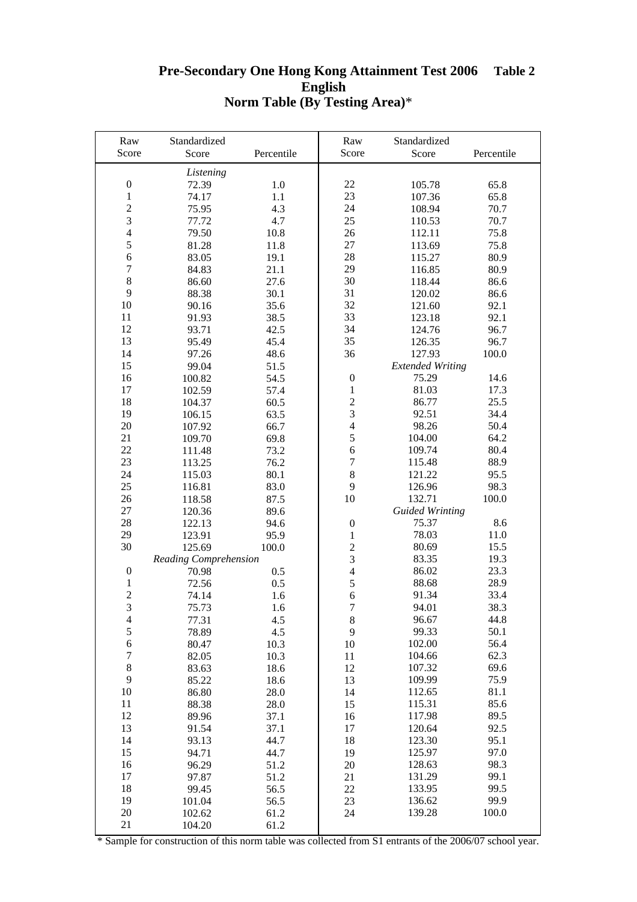# Pre-Secondary One Hong Kong Attainment Test 2006 Table 2

## English

## Norm Table (By Testing Area)*

| Raw Score | Standardized Score | Percentile | Raw Score | Standardized Score | Percentile |
|---|---|---|---|---|---|
| | *Listening* | | 22 | 105.78 | 65.8 |
| 0 | 72.39 | 1.0 | 23 | 107.36 | 65.8 |
| 1 | 74.17 | 1.1 | 24 | 108.94 | 70.7 |
| 2 | 75.95 | 4.3 | 25 | 110.53 | 70.7 |
| 3 | 77.72 | 4.7 | 26 | 112.11 | 75.8 |
| 4 | 79.50 | 10.8 | 27 | 113.69 | 75.8 |
| 5 | 81.28 | 11.8 | 28 | 115.27 | 80.9 |
| 6 | 83.05 | 19.1 | 29 | 116.85 | 80.9 |
| 7 | 84.83 | 21.1 | 30 | 118.44 | 86.6 |
| 8 | 86.60 | 27.6 | 31 | 120.02 | 86.6 |
| 9 | 88.38 | 30.1 | 32 | 121.60 | 92.1 |
| 10 | 90.16 | 35.6 | 33 | 123.18 | 92.1 |
| 11 | 91.93 | 38.5 | 34 | 124.76 | 96.7 |
| 12 | 93.71 | 42.5 | 35 | 126.35 | 96.7 |
| 13 | 95.49 | 45.4 | 36 | 127.93 | 100.0 |
| 14 | 97.26 | 48.6 | | *Extended Writing* | |
| 15 | 99.04 | 51.5 | 0 | 75.29 | 14.6 |
| 16 | 100.82 | 54.5 | 1 | 81.03 | 17.3 |
| 17 | 102.59 | 57.4 | 2 | 86.77 | 25.5 |
| 18 | 104.37 | 60.5 | 3 | 92.51 | 34.4 |
| 19 | 106.15 | 63.5 | 4 | 98.26 | 50.4 |
| 20 | 107.92 | 66.7 | 5 | 104.00 | 64.2 |
| 21 | 109.70 | 69.8 | 6 | 109.74 | 80.4 |
| 22 | 111.48 | 73.2 | 7 | 115.48 | 88.9 |
| 23 | 113.25 | 76.2 | 8 | 121.22 | 95.5 |
| 24 | 115.03 | 80.1 | 9 | 126.96 | 98.3 |
| 25 | 116.81 | 83.0 | 10 | 132.71 | 100.0 |
| 26 | 118.58 | 87.5 | | *Guided Wrinting* | |
| 27 | 120.36 | 89.6 | 0 | 75.37 | 8.6 |
| 28 | 122.13 | 94.6 | 1 | 78.03 | 11.0 |
| 29 | 123.91 | 95.9 | 2 | 80.69 | 15.5 |
| 30 | 125.69 | 100.0 | 3 | 83.35 | 19.3 |
| | *Reading Comprehension* | | 4 | 86.02 | 23.3 |
| 0 | 70.98 | 0.5 | 5 | 88.68 | 28.9 |
| 1 | 72.56 | 0.5 | 6 | 91.34 | 33.4 |
| 2 | 74.14 | 1.6 | 7 | 94.01 | 38.3 |
| 3 | 75.73 | 1.6 | 8 | 96.67 | 44.8 |
| 4 | 77.31 | 4.5 | 9 | 99.33 | 50.1 |
| 5 | 78.89 | 4.5 | 10 | 102.00 | 56.4 |
| 6 | 80.47 | 10.3 | 11 | 104.66 | 62.3 |
| 7 | 82.05 | 10.3 | 12 | 107.32 | 69.6 |
| 8 | 83.63 | 18.6 | 13 | 109.99 | 75.9 |
| 9 | 85.22 | 18.6 | 14 | 112.65 | 81.1 |
| 10 | 86.80 | 28.0 | 15 | 115.31 | 85.6 |
| 11 | 88.38 | 28.0 | 16 | 117.98 | 89.5 |
| 12 | 89.96 | 37.1 | 17 | 120.64 | 92.5 |
| 13 | 91.54 | 37.1 | 18 | 123.30 | 95.1 |
| 14 | 93.13 | 44.7 | 19 | 125.97 | 97.0 |
| 15 | 94.71 | 44.7 | 20 | 128.63 | 98.3 |
| 16 | 96.29 | 51.2 | 21 | 131.29 | 99.1 |
| 17 | 97.87 | 51.2 | 22 | 133.95 | 99.5 |
| 18 | 99.45 | 56.5 | 23 | 136.62 | 99.9 |
| 19 | 101.04 | 56.5 | 24 | 139.28 | 100.0 |
| 20 | 102.62 | 61.2 | | | |
| 21 | 104.20 | 61.2 | | | |

* Sample for construction of this norm table was collected from S1 entrants of the 2006/07 school year.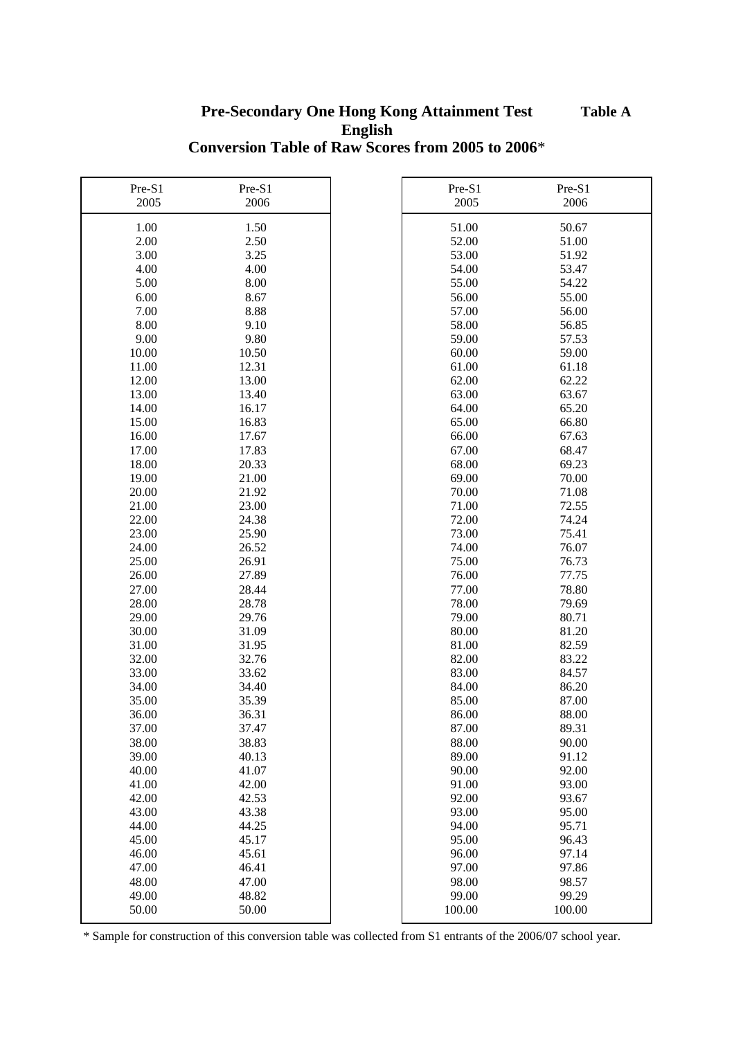# Pre-Secondary One Hong Kong Attainment Test

**Table A**

## English

## Conversion Table of Raw Scores from 2005 to 2006*

| Pre-S1 2005 | Pre-S1 2006 |
|---|---|
| 1.00 | 1.50 |
| 2.00 | 2.50 |
| 3.00 | 3.25 |
| 4.00 | 4.00 |
| 5.00 | 8.00 |
| 6.00 | 8.67 |
| 7.00 | 8.88 |
| 8.00 | 9.10 |
| 9.00 | 9.80 |
| 10.00 | 10.50 |
| 11.00 | 12.31 |
| 12.00 | 13.00 |
| 13.00 | 13.40 |
| 14.00 | 16.17 |
| 15.00 | 16.83 |
| 16.00 | 17.67 |
| 17.00 | 17.83 |
| 18.00 | 20.33 |
| 19.00 | 21.00 |
| 20.00 | 21.92 |
| 21.00 | 23.00 |
| 22.00 | 24.38 |
| 23.00 | 25.90 |
| 24.00 | 26.52 |
| 25.00 | 26.91 |
| 26.00 | 27.89 |
| 27.00 | 28.44 |
| 28.00 | 28.78 |
| 29.00 | 29.76 |
| 30.00 | 31.09 |
| 31.00 | 31.95 |
| 32.00 | 32.76 |
| 33.00 | 33.62 |
| 34.00 | 34.40 |
| 35.00 | 35.39 |
| 36.00 | 36.31 |
| 37.00 | 37.47 |
| 38.00 | 38.83 |
| 39.00 | 40.13 |
| 40.00 | 41.07 |
| 41.00 | 42.00 |
| 42.00 | 42.53 |
| 43.00 | 43.38 |
| 44.00 | 44.25 |
| 45.00 | 45.17 |
| 46.00 | 45.61 |
| 47.00 | 46.41 |
| 48.00 | 47.00 |
| 49.00 | 48.82 |
| 50.00 | 50.00 |
| 51.00 | 50.67 |
| 52.00 | 51.00 |
| 53.00 | 51.92 |
| 54.00 | 53.47 |
| 55.00 | 54.22 |
| 56.00 | 55.00 |
| 57.00 | 56.00 |
| 58.00 | 56.85 |
| 59.00 | 57.53 |
| 60.00 | 59.00 |
| 61.00 | 61.18 |
| 62.00 | 62.22 |
| 63.00 | 63.67 |
| 64.00 | 65.20 |
| 65.00 | 66.80 |
| 66.00 | 67.63 |
| 67.00 | 68.47 |
| 68.00 | 69.23 |
| 69.00 | 70.00 |
| 70.00 | 71.08 |
| 71.00 | 72.55 |
| 72.00 | 74.24 |
| 73.00 | 75.41 |
| 74.00 | 76.07 |
| 75.00 | 76.73 |
| 76.00 | 77.75 |
| 77.00 | 78.80 |
| 78.00 | 79.69 |
| 79.00 | 80.71 |
| 80.00 | 81.20 |
| 81.00 | 82.59 |
| 82.00 | 83.22 |
| 83.00 | 84.57 |
| 84.00 | 86.20 |
| 85.00 | 87.00 |
| 86.00 | 88.00 |
| 87.00 | 89.31 |
| 88.00 | 90.00 |
| 89.00 | 91.12 |
| 90.00 | 92.00 |
| 91.00 | 93.00 |
| 92.00 | 93.67 |
| 93.00 | 95.00 |
| 94.00 | 95.71 |
| 95.00 | 96.43 |
| 96.00 | 97.14 |
| 97.00 | 97.86 |
| 98.00 | 98.57 |
| 99.00 | 99.29 |
| 100.00 | 100.00 |

* Sample for construction of this conversion table was collected from S1 entrants of the 2006/07 school year.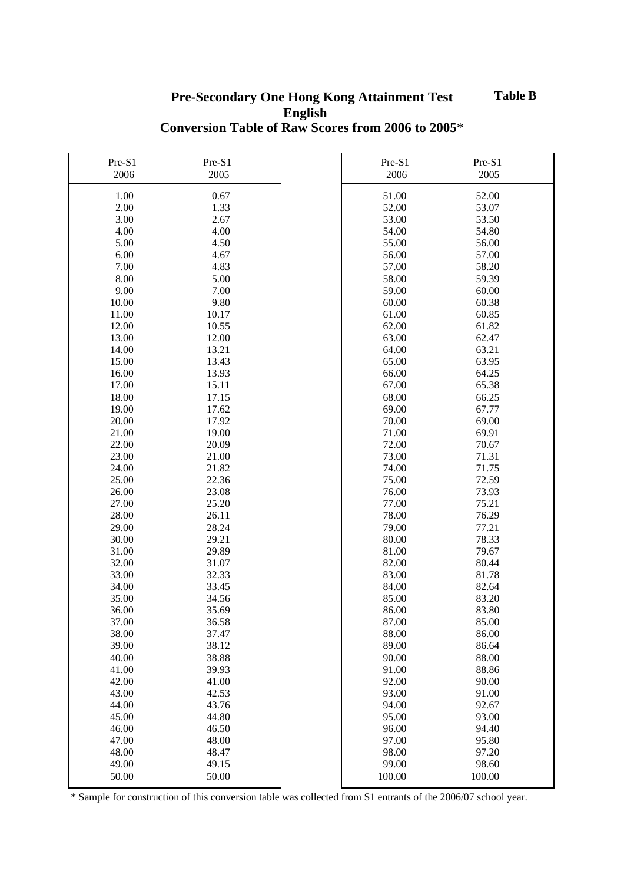**Table B**

# Pre-Secondary One Hong Kong Attainment Test
## English
## Conversion Table of Raw Scores from 2006 to 2005*

| Pre-S1 2006 | Pre-S1 2005 |
|---|---|
| 1.00 | 0.67 |
| 2.00 | 1.33 |
| 3.00 | 2.67 |
| 4.00 | 4.00 |
| 5.00 | 4.50 |
| 6.00 | 4.67 |
| 7.00 | 4.83 |
| 8.00 | 5.00 |
| 9.00 | 7.00 |
| 10.00 | 9.80 |
| 11.00 | 10.17 |
| 12.00 | 10.55 |
| 13.00 | 12.00 |
| 14.00 | 13.21 |
| 15.00 | 13.43 |
| 16.00 | 13.93 |
| 17.00 | 15.11 |
| 18.00 | 17.15 |
| 19.00 | 17.62 |
| 20.00 | 17.92 |
| 21.00 | 19.00 |
| 22.00 | 20.09 |
| 23.00 | 21.00 |
| 24.00 | 21.82 |
| 25.00 | 22.36 |
| 26.00 | 23.08 |
| 27.00 | 25.20 |
| 28.00 | 26.11 |
| 29.00 | 28.24 |
| 30.00 | 29.21 |
| 31.00 | 29.89 |
| 32.00 | 31.07 |
| 33.00 | 32.33 |
| 34.00 | 33.45 |
| 35.00 | 34.56 |
| 36.00 | 35.69 |
| 37.00 | 36.58 |
| 38.00 | 37.47 |
| 39.00 | 38.12 |
| 40.00 | 38.88 |
| 41.00 | 39.93 |
| 42.00 | 41.00 |
| 43.00 | 42.53 |
| 44.00 | 43.76 |
| 45.00 | 44.80 |
| 46.00 | 46.50 |
| 47.00 | 48.00 |
| 48.00 | 48.47 |
| 49.00 | 49.15 |
| 50.00 | 50.00 |
| 51.00 | 52.00 |
| 52.00 | 53.07 |
| 53.00 | 53.50 |
| 54.00 | 54.80 |
| 55.00 | 56.00 |
| 56.00 | 57.00 |
| 57.00 | 58.20 |
| 58.00 | 59.39 |
| 59.00 | 60.00 |
| 60.00 | 60.38 |
| 61.00 | 60.85 |
| 62.00 | 61.82 |
| 63.00 | 62.47 |
| 64.00 | 63.21 |
| 65.00 | 63.95 |
| 66.00 | 64.25 |
| 67.00 | 65.38 |
| 68.00 | 66.25 |
| 69.00 | 67.77 |
| 70.00 | 69.00 |
| 71.00 | 69.91 |
| 72.00 | 70.67 |
| 73.00 | 71.31 |
| 74.00 | 71.75 |
| 75.00 | 72.59 |
| 76.00 | 73.93 |
| 77.00 | 75.21 |
| 78.00 | 76.29 |
| 79.00 | 77.21 |
| 80.00 | 78.33 |
| 81.00 | 79.67 |
| 82.00 | 80.44 |
| 83.00 | 81.78 |
| 84.00 | 82.64 |
| 85.00 | 83.20 |
| 86.00 | 83.80 |
| 87.00 | 85.00 |
| 88.00 | 86.00 |
| 89.00 | 86.64 |
| 90.00 | 88.00 |
| 91.00 | 88.86 |
| 92.00 | 90.00 |
| 93.00 | 91.00 |
| 94.00 | 92.67 |
| 95.00 | 93.00 |
| 96.00 | 94.40 |
| 97.00 | 95.80 |
| 98.00 | 97.20 |
| 99.00 | 98.60 |
| 100.00 | 100.00 |

* Sample for construction of this conversion table was collected from S1 entrants of the 2006/07 school year.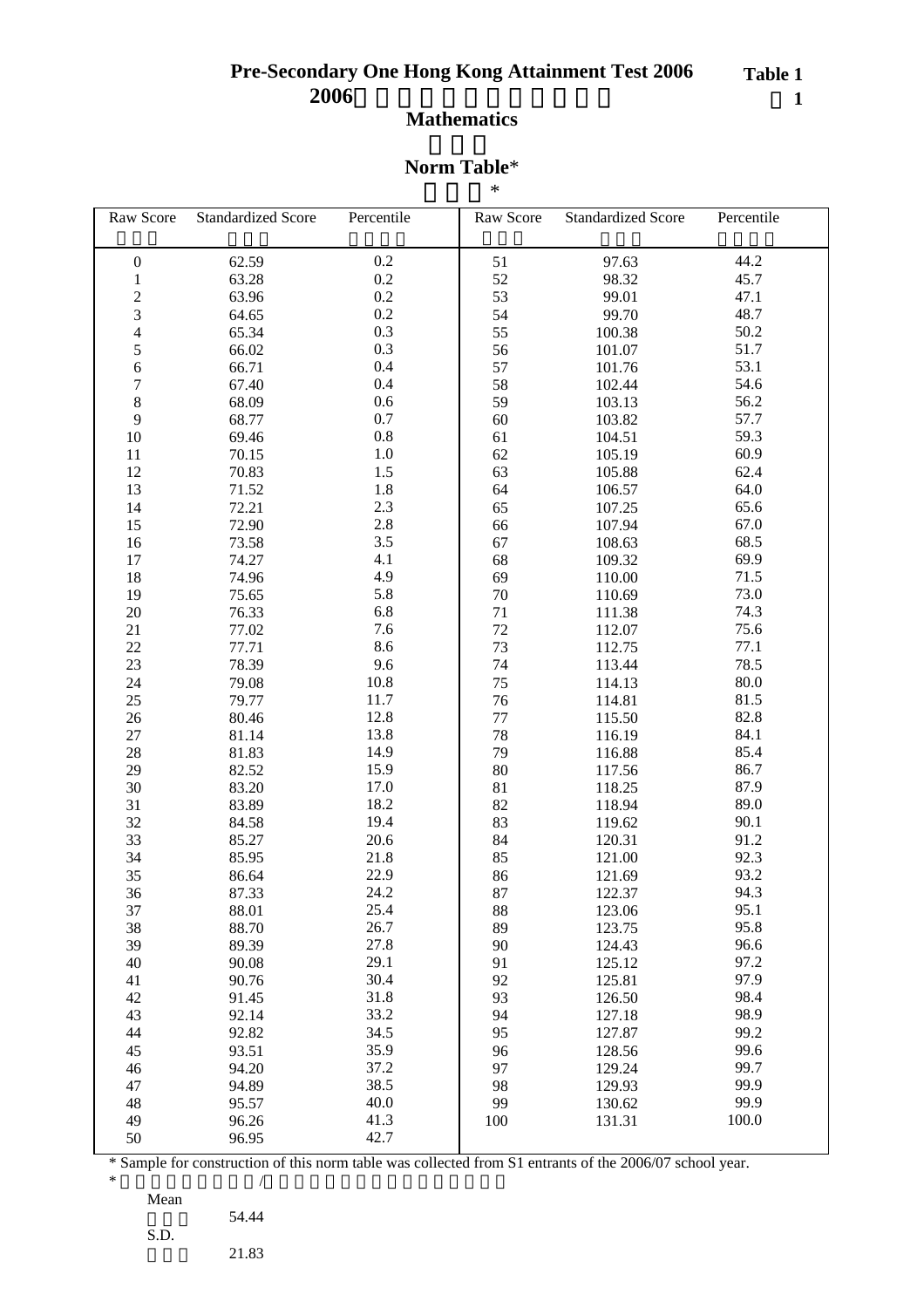# Pre-Secondary One Hong Kong Attainment Test 2006

**Table 1**

**2006**

## Mathematics

## Norm Table*

| Raw Score | Standardized Score | Percentile | Raw Score | Standardized Score | Percentile |
|---|---|---|---|---|---|
| 0 | 62.59 | 0.2 | 51 | 97.63 | 44.2 |
| 1 | 63.28 | 0.2 | 52 | 98.32 | 45.7 |
| 2 | 63.96 | 0.2 | 53 | 99.01 | 47.1 |
| 3 | 64.65 | 0.2 | 54 | 99.70 | 48.7 |
| 4 | 65.34 | 0.3 | 55 | 100.38 | 50.2 |
| 5 | 66.02 | 0.3 | 56 | 101.07 | 51.7 |
| 6 | 66.71 | 0.4 | 57 | 101.76 | 53.1 |
| 7 | 67.40 | 0.4 | 58 | 102.44 | 54.6 |
| 8 | 68.09 | 0.6 | 59 | 103.13 | 56.2 |
| 9 | 68.77 | 0.7 | 60 | 103.82 | 57.7 |
| 10 | 69.46 | 0.8 | 61 | 104.51 | 59.3 |
| 11 | 70.15 | 1.0 | 62 | 105.19 | 60.9 |
| 12 | 70.83 | 1.5 | 63 | 105.88 | 62.4 |
| 13 | 71.52 | 1.8 | 64 | 106.57 | 64.0 |
| 14 | 72.21 | 2.3 | 65 | 107.25 | 65.6 |
| 15 | 72.90 | 2.8 | 66 | 107.94 | 67.0 |
| 16 | 73.58 | 3.5 | 67 | 108.63 | 68.5 |
| 17 | 74.27 | 4.1 | 68 | 109.32 | 69.9 |
| 18 | 74.96 | 4.9 | 69 | 110.00 | 71.5 |
| 19 | 75.65 | 5.8 | 70 | 110.69 | 73.0 |
| 20 | 76.33 | 6.8 | 71 | 111.38 | 74.3 |
| 21 | 77.02 | 7.6 | 72 | 112.07 | 75.6 |
| 22 | 77.71 | 8.6 | 73 | 112.75 | 77.1 |
| 23 | 78.39 | 9.6 | 74 | 113.44 | 78.5 |
| 24 | 79.08 | 10.8 | 75 | 114.13 | 80.0 |
| 25 | 79.77 | 11.7 | 76 | 114.81 | 81.5 |
| 26 | 80.46 | 12.8 | 77 | 115.50 | 82.8 |
| 27 | 81.14 | 13.8 | 78 | 116.19 | 84.1 |
| 28 | 81.83 | 14.9 | 79 | 116.88 | 85.4 |
| 29 | 82.52 | 15.9 | 80 | 117.56 | 86.7 |
| 30 | 83.20 | 17.0 | 81 | 118.25 | 87.9 |
| 31 | 83.89 | 18.2 | 82 | 118.94 | 89.0 |
| 32 | 84.58 | 19.4 | 83 | 119.62 | 90.1 |
| 33 | 85.27 | 20.6 | 84 | 120.31 | 91.2 |
| 34 | 85.95 | 21.8 | 85 | 121.00 | 92.3 |
| 35 | 86.64 | 22.9 | 86 | 121.69 | 93.2 |
| 36 | 87.33 | 24.2 | 87 | 122.37 | 94.3 |
| 37 | 88.01 | 25.4 | 88 | 123.06 | 95.1 |
| 38 | 88.70 | 26.7 | 89 | 123.75 | 95.8 |
| 39 | 89.39 | 27.8 | 90 | 124.43 | 96.6 |
| 40 | 90.08 | 29.1 | 91 | 125.12 | 97.2 |
| 41 | 90.76 | 30.4 | 92 | 125.81 | 97.9 |
| 42 | 91.45 | 31.8 | 93 | 126.50 | 98.4 |
| 43 | 92.14 | 33.2 | 94 | 127.18 | 98.9 |
| 44 | 92.82 | 34.5 | 95 | 127.87 | 99.2 |
| 45 | 93.51 | 35.9 | 96 | 128.56 | 99.6 |
| 46 | 94.20 | 37.2 | 97 | 129.24 | 99.7 |
| 47 | 94.89 | 38.5 | 98 | 129.93 | 99.9 |
| 48 | 95.57 | 40.0 | 99 | 130.62 | 99.9 |
| 49 | 96.26 | 41.3 | 100 | 131.31 | 100.0 |
| 50 | 96.95 | 42.7 | | | |

\* Sample for construction of this norm table was collected from S1 entrants of the 2006/07 school year.

Mean 54.44

S.D. 21.83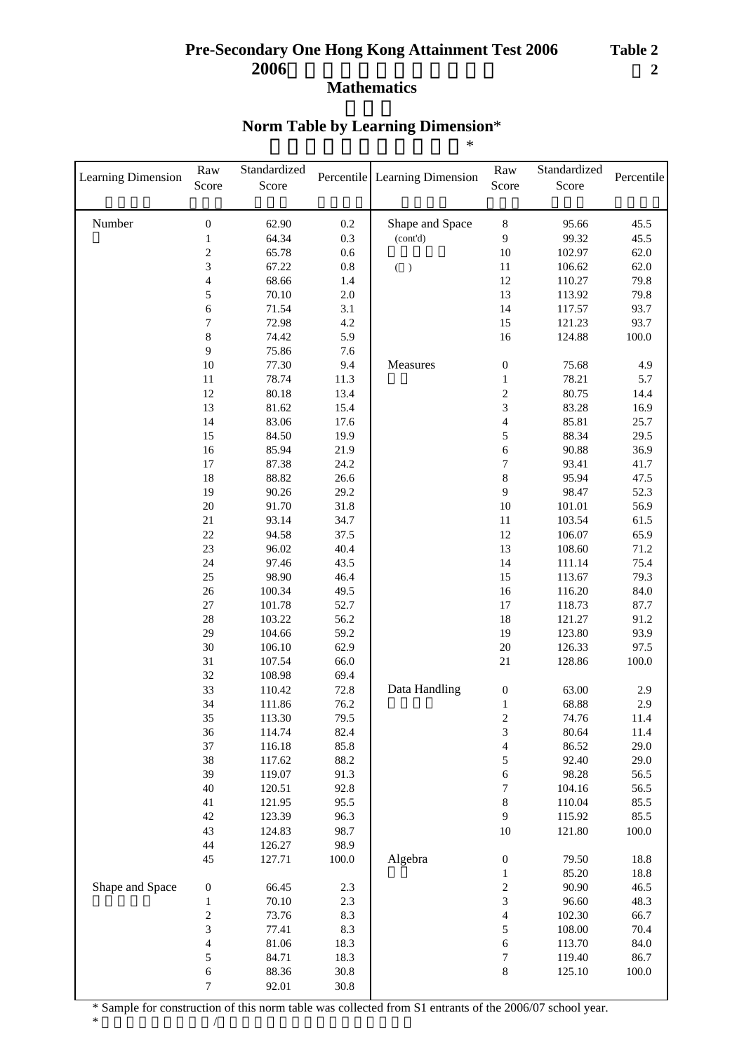# Pre-Secondary One Hong Kong Attainment Test 2006

**Table 2**

**2006**

**2**

## Mathematics

## Norm Table by Learning Dimension*

*

| Learning Dimension | Raw Score | Standardized Score | Percentile | Learning Dimension | Raw Score | Standardized Score | Percentile |
|---|---|---|---|---|---|---|---|
| Number | 0 | 62.90 | 0.2 | Shape and Space (cont'd) | 8 | 95.66 | 45.5 |
| | 1 | 64.34 | 0.3 | | 9 | 99.32 | 45.5 |
| | 2 | 65.78 | 0.6 | | 10 | 102.97 | 62.0 |
| | 3 | 67.22 | 0.8 | | 11 | 106.62 | 62.0 |
| | 4 | 68.66 | 1.4 | | 12 | 110.27 | 79.8 |
| | 5 | 70.10 | 2.0 | | 13 | 113.92 | 79.8 |
| | 6 | 71.54 | 3.1 | | 14 | 117.57 | 93.7 |
| | 7 | 72.98 | 4.2 | | 15 | 121.23 | 93.7 |
| | 8 | 74.42 | 5.9 | | 16 | 124.88 | 100.0 |
| | 9 | 75.86 | 7.6 | | | | |
| | 10 | 77.30 | 9.4 | Measures | 0 | 75.68 | 4.9 |
| | 11 | 78.74 | 11.3 | | 1 | 78.21 | 5.7 |
| | 12 | 80.18 | 13.4 | | 2 | 80.75 | 14.4 |
| | 13 | 81.62 | 15.4 | | 3 | 83.28 | 16.9 |
| | 14 | 83.06 | 17.6 | | 4 | 85.81 | 25.7 |
| | 15 | 84.50 | 19.9 | | 5 | 88.34 | 29.5 |
| | 16 | 85.94 | 21.9 | | 6 | 90.88 | 36.9 |
| | 17 | 87.38 | 24.2 | | 7 | 93.41 | 41.7 |
| | 18 | 88.82 | 26.6 | | 8 | 95.94 | 47.5 |
| | 19 | 90.26 | 29.2 | | 9 | 98.47 | 52.3 |
| | 20 | 91.70 | 31.8 | | 10 | 101.01 | 56.9 |
| | 21 | 93.14 | 34.7 | | 11 | 103.54 | 61.5 |
| | 22 | 94.58 | 37.5 | | 12 | 106.07 | 65.9 |
| | 23 | 96.02 | 40.4 | | 13 | 108.60 | 71.2 |
| | 24 | 97.46 | 43.5 | | 14 | 111.14 | 75.4 |
| | 25 | 98.90 | 46.4 | | 15 | 113.67 | 79.3 |
| | 26 | 100.34 | 49.5 | | 16 | 116.20 | 84.0 |
| | 27 | 101.78 | 52.7 | | 17 | 118.73 | 87.7 |
| | 28 | 103.22 | 56.2 | | 18 | 121.27 | 91.2 |
| | 29 | 104.66 | 59.2 | | 19 | 123.80 | 93.9 |
| | 30 | 106.10 | 62.9 | | 20 | 126.33 | 97.5 |
| | 31 | 107.54 | 66.0 | | 21 | 128.86 | 100.0 |
| | 32 | 108.98 | 69.4 | | | | |
| | 33 | 110.42 | 72.8 | Data Handling | 0 | 63.00 | 2.9 |
| | 34 | 111.86 | 76.2 | | 1 | 68.88 | 2.9 |
| | 35 | 113.30 | 79.5 | | 2 | 74.76 | 11.4 |
| | 36 | 114.74 | 82.4 | | 3 | 80.64 | 11.4 |
| | 37 | 116.18 | 85.8 | | 4 | 86.52 | 29.0 |
| | 38 | 117.62 | 88.2 | | 5 | 92.40 | 29.0 |
| | 39 | 119.07 | 91.3 | | 6 | 98.28 | 56.5 |
| | 40 | 120.51 | 92.8 | | 7 | 104.16 | 56.5 |
| | 41 | 121.95 | 95.5 | | 8 | 110.04 | 85.5 |
| | 42 | 123.39 | 96.3 | | 9 | 115.92 | 85.5 |
| | 43 | 124.83 | 98.7 | | 10 | 121.80 | 100.0 |
| | 44 | 126.27 | 98.9 | | | | |
| | 45 | 127.71 | 100.0 | Algebra | 0 | 79.50 | 18.8 |
| | | | | | 1 | 85.20 | 18.8 |
| Shape and Space | 0 | 66.45 | 2.3 | | 2 | 90.90 | 46.5 |
| | 1 | 70.10 | 2.3 | | 3 | 96.60 | 48.3 |
| | 2 | 73.76 | 8.3 | | 4 | 102.30 | 66.7 |
| | 3 | 77.41 | 8.3 | | 5 | 108.00 | 70.4 |
| | 4 | 81.06 | 18.3 | | 6 | 113.70 | 84.0 |
| | 5 | 84.71 | 18.3 | | 7 | 119.40 | 86.7 |
| | 6 | 88.36 | 30.8 | | 8 | 125.10 | 100.0 |
| | 7 | 92.01 | 30.8 | | | | |

\* Sample for construction of this norm table was collected from S1 entrants of the 2006/07 school year.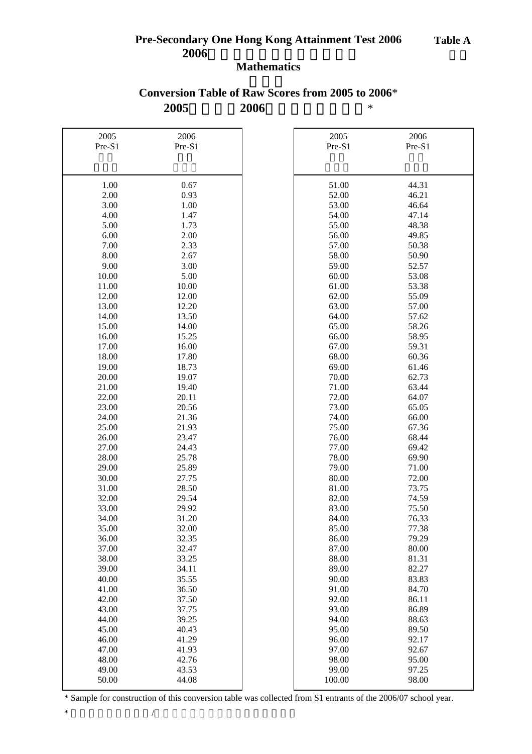# Pre-Secondary One Hong Kong Attainment Test 2006

**Table A**

## Mathematics

## Conversion Table of Raw Scores from 2005 to 2006*

| 2005 Pre-S1 | 2006 Pre-S1 |
|---|---|
| 1.00 | 0.67 |
| 2.00 | 0.93 |
| 3.00 | 1.00 |
| 4.00 | 1.47 |
| 5.00 | 1.73 |
| 6.00 | 2.00 |
| 7.00 | 2.33 |
| 8.00 | 2.67 |
| 9.00 | 3.00 |
| 10.00 | 5.00 |
| 11.00 | 10.00 |
| 12.00 | 12.00 |
| 13.00 | 12.20 |
| 14.00 | 13.50 |
| 15.00 | 14.00 |
| 16.00 | 15.25 |
| 17.00 | 16.00 |
| 18.00 | 17.80 |
| 19.00 | 18.73 |
| 20.00 | 19.07 |
| 21.00 | 19.40 |
| 22.00 | 20.11 |
| 23.00 | 20.56 |
| 24.00 | 21.36 |
| 25.00 | 21.93 |
| 26.00 | 23.47 |
| 27.00 | 24.43 |
| 28.00 | 25.78 |
| 29.00 | 25.89 |
| 30.00 | 27.75 |
| 31.00 | 28.50 |
| 32.00 | 29.54 |
| 33.00 | 29.92 |
| 34.00 | 31.20 |
| 35.00 | 32.00 |
| 36.00 | 32.35 |
| 37.00 | 32.47 |
| 38.00 | 33.25 |
| 39.00 | 34.11 |
| 40.00 | 35.55 |
| 41.00 | 36.50 |
| 42.00 | 37.50 |
| 43.00 | 37.75 |
| 44.00 | 39.25 |
| 45.00 | 40.43 |
| 46.00 | 41.29 |
| 47.00 | 41.93 |
| 48.00 | 42.76 |
| 49.00 | 43.53 |
| 50.00 | 44.08 |
| 51.00 | 44.31 |
| 52.00 | 46.21 |
| 53.00 | 46.64 |
| 54.00 | 47.14 |
| 55.00 | 48.38 |
| 56.00 | 49.85 |
| 57.00 | 50.38 |
| 58.00 | 50.90 |
| 59.00 | 52.57 |
| 60.00 | 53.08 |
| 61.00 | 53.38 |
| 62.00 | 55.09 |
| 63.00 | 57.00 |
| 64.00 | 57.62 |
| 65.00 | 58.26 |
| 66.00 | 58.95 |
| 67.00 | 59.31 |
| 68.00 | 60.36 |
| 69.00 | 61.46 |
| 70.00 | 62.73 |
| 71.00 | 63.44 |
| 72.00 | 64.07 |
| 73.00 | 65.05 |
| 74.00 | 66.00 |
| 75.00 | 67.36 |
| 76.00 | 68.44 |
| 77.00 | 69.42 |
| 78.00 | 69.90 |
| 79.00 | 71.00 |
| 80.00 | 72.00 |
| 81.00 | 73.75 |
| 82.00 | 74.59 |
| 83.00 | 75.50 |
| 84.00 | 76.33 |
| 85.00 | 77.38 |
| 86.00 | 79.29 |
| 87.00 | 80.00 |
| 88.00 | 81.31 |
| 89.00 | 82.27 |
| 90.00 | 83.83 |
| 91.00 | 84.70 |
| 92.00 | 86.11 |
| 93.00 | 86.89 |
| 94.00 | 88.63 |
| 95.00 | 89.50 |
| 96.00 | 92.17 |
| 97.00 | 92.67 |
| 98.00 | 95.00 |
| 99.00 | 97.25 |
| 100.00 | 98.00 |

* Sample for construction of this conversion table was collected from S1 entrants of the 2006/07 school year.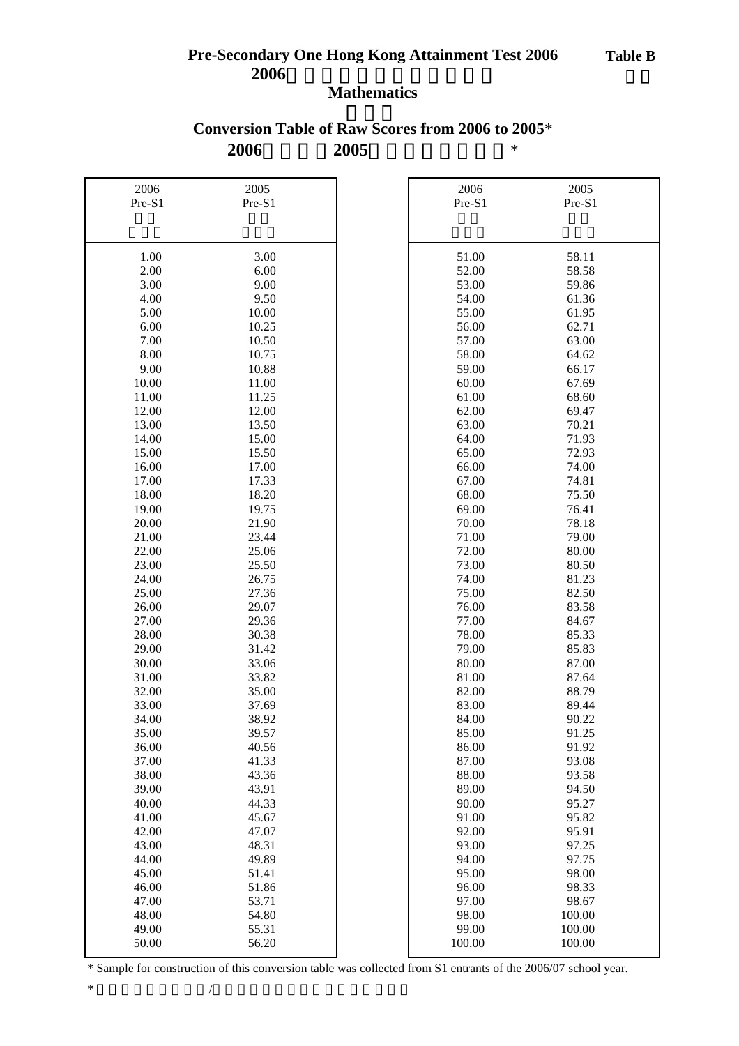# Pre-Secondary One Hong Kong Attainment Test 2006

**Table B**

**2006**

## Mathematics

## Conversion Table of Raw Scores from 2006 to 2005*

**2006 2005** *

| 2006 Pre-S1 | 2005 Pre-S1 |
|---|---|
| 1.00 | 3.00 |
| 2.00 | 6.00 |
| 3.00 | 9.00 |
| 4.00 | 9.50 |
| 5.00 | 10.00 |
| 6.00 | 10.25 |
| 7.00 | 10.50 |
| 8.00 | 10.75 |
| 9.00 | 10.88 |
| 10.00 | 11.00 |
| 11.00 | 11.25 |
| 12.00 | 12.00 |
| 13.00 | 13.50 |
| 14.00 | 15.00 |
| 15.00 | 15.50 |
| 16.00 | 17.00 |
| 17.00 | 17.33 |
| 18.00 | 18.20 |
| 19.00 | 19.75 |
| 20.00 | 21.90 |
| 21.00 | 23.44 |
| 22.00 | 25.06 |
| 23.00 | 25.50 |
| 24.00 | 26.75 |
| 25.00 | 27.36 |
| 26.00 | 29.07 |
| 27.00 | 29.36 |
| 28.00 | 30.38 |
| 29.00 | 31.42 |
| 30.00 | 33.06 |
| 31.00 | 33.82 |
| 32.00 | 35.00 |
| 33.00 | 37.69 |
| 34.00 | 38.92 |
| 35.00 | 39.57 |
| 36.00 | 40.56 |
| 37.00 | 41.33 |
| 38.00 | 43.36 |
| 39.00 | 43.91 |
| 40.00 | 44.33 |
| 41.00 | 45.67 |
| 42.00 | 47.07 |
| 43.00 | 48.31 |
| 44.00 | 49.89 |
| 45.00 | 51.41 |
| 46.00 | 51.86 |
| 47.00 | 53.71 |
| 48.00 | 54.80 |
| 49.00 | 55.31 |
| 50.00 | 56.20 |
| 51.00 | 58.11 |
| 52.00 | 58.58 |
| 53.00 | 59.86 |
| 54.00 | 61.36 |
| 55.00 | 61.95 |
| 56.00 | 62.71 |
| 57.00 | 63.00 |
| 58.00 | 64.62 |
| 59.00 | 66.17 |
| 60.00 | 67.69 |
| 61.00 | 68.60 |
| 62.00 | 69.47 |
| 63.00 | 70.21 |
| 64.00 | 71.93 |
| 65.00 | 72.93 |
| 66.00 | 74.00 |
| 67.00 | 74.81 |
| 68.00 | 75.50 |
| 69.00 | 76.41 |
| 70.00 | 78.18 |
| 71.00 | 79.00 |
| 72.00 | 80.00 |
| 73.00 | 80.50 |
| 74.00 | 81.23 |
| 75.00 | 82.50 |
| 76.00 | 83.58 |
| 77.00 | 84.67 |
| 78.00 | 85.33 |
| 79.00 | 85.83 |
| 80.00 | 87.00 |
| 81.00 | 87.64 |
| 82.00 | 88.79 |
| 83.00 | 89.44 |
| 84.00 | 90.22 |
| 85.00 | 91.25 |
| 86.00 | 91.92 |
| 87.00 | 93.08 |
| 88.00 | 93.58 |
| 89.00 | 94.50 |
| 90.00 | 95.27 |
| 91.00 | 95.82 |
| 92.00 | 95.91 |
| 93.00 | 97.25 |
| 94.00 | 97.75 |
| 95.00 | 98.00 |
| 96.00 | 98.33 |
| 97.00 | 98.67 |
| 98.00 | 100.00 |
| 99.00 | 100.00 |
| 100.00 | 100.00 |

* Sample for construction of this conversion table was collected from S1 entrants of the 2006/07 school year.